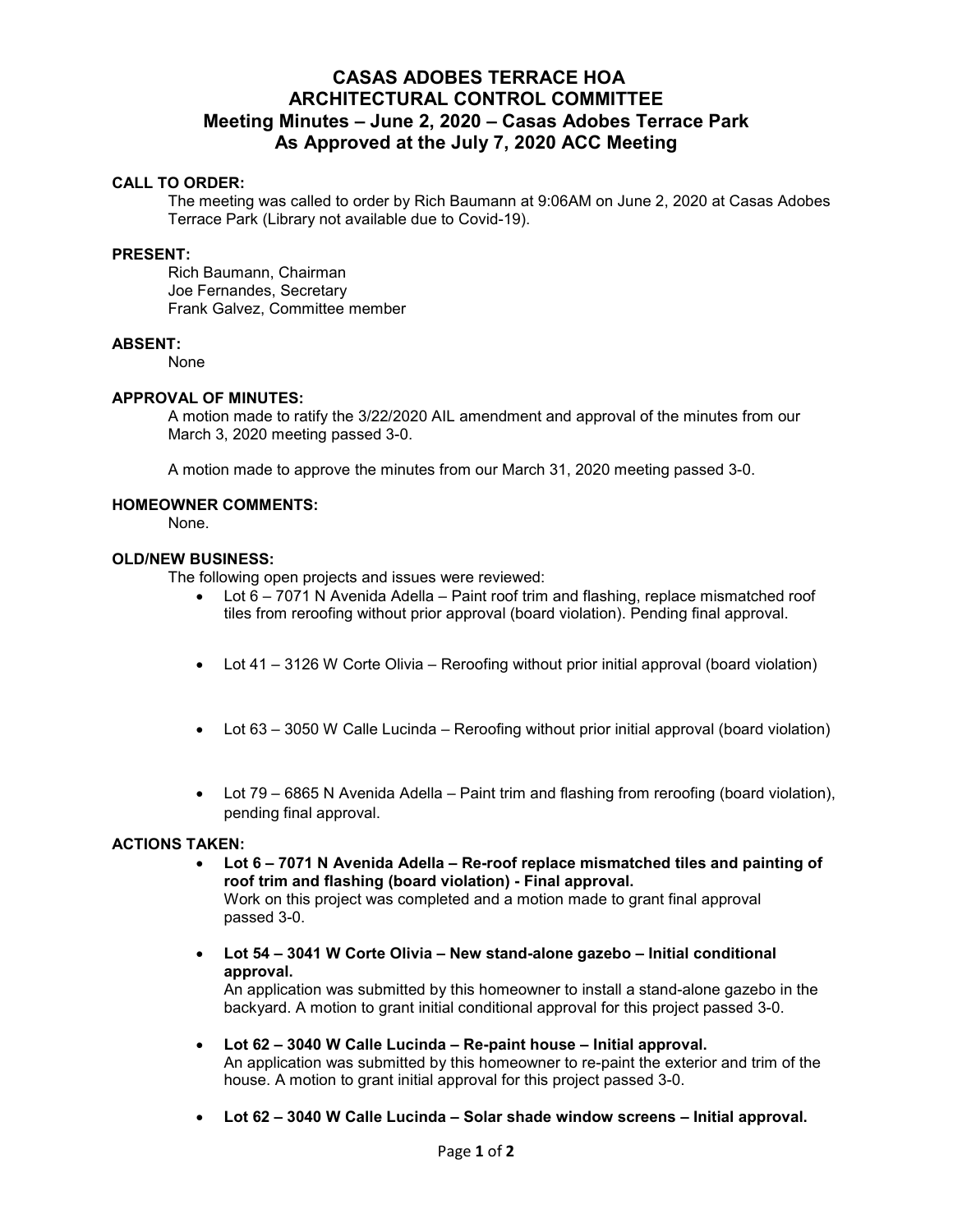# CASAS ADOBES TERRACE HOA
# ARCHITECTURAL CONTROL COMMITTEE
## Meeting Minutes – June 2, 2020 – Casas Adobes Terrace Park
## As Approved at the July 7, 2020 ACC Meeting

**CALL TO ORDER:**

The meeting was called to order by Rich Baumann at 9:06AM on June 2, 2020 at Casas Adobes Terrace Park (Library not available due to Covid-19).

**PRESENT:**

Rich Baumann, Chairman
Joe Fernandes, Secretary
Frank Galvez, Committee member

**ABSENT:**

None

**APPROVAL OF MINUTES:**

A motion made to ratify the 3/22/2020 AIL amendment and approval of the minutes from our March 3, 2020 meeting passed 3-0.

A motion made to approve the minutes from our March 31, 2020 meeting passed 3-0.

**HOMEOWNER COMMENTS:**

None.

**OLD/NEW BUSINESS:**

The following open projects and issues were reviewed:

- Lot 6 – 7071 N Avenida Adella – Paint roof trim and flashing, replace mismatched roof tiles from reroofing without prior approval (board violation). Pending final approval.
- Lot 41 – 3126 W Corte Olivia – Reroofing without prior initial approval (board violation)
- Lot 63 – 3050 W Calle Lucinda – Reroofing without prior initial approval (board violation)
- Lot 79 – 6865 N Avenida Adella – Paint trim and flashing from reroofing (board violation), pending final approval.

**ACTIONS TAKEN:**

- **Lot 6 – 7071 N Avenida Adella – Re-roof replace mismatched tiles and painting of roof trim and flashing (board violation) - Final approval.**
  Work on this project was completed and a motion made to grant final approval passed 3-0.
- **Lot 54 – 3041 W Corte Olivia – New stand-alone gazebo – Initial conditional approval.**
  An application was submitted by this homeowner to install a stand-alone gazebo in the backyard. A motion to grant initial conditional approval for this project passed 3-0.
- **Lot 62 – 3040 W Calle Lucinda – Re-paint house – Initial approval.**
  An application was submitted by this homeowner to re-paint the exterior and trim of the house. A motion to grant initial approval for this project passed 3-0.
- **Lot 62 – 3040 W Calle Lucinda – Solar shade window screens – Initial approval.**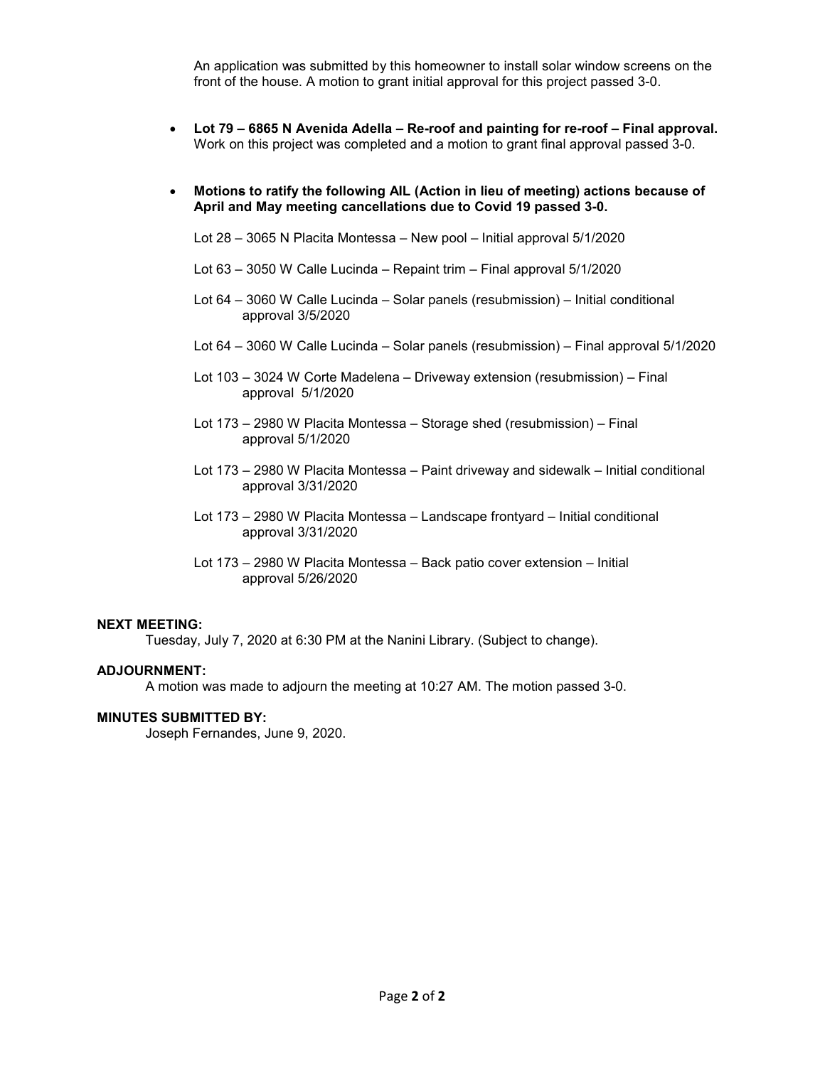An application was submitted by this homeowner to install solar window screens on the front of the house. A motion to grant initial approval for this project passed 3-0.

- **Lot 79 – 6865 N Avenida Adella – Re-roof and painting for re-roof – Final approval.** Work on this project was completed and a motion to grant final approval passed 3-0.

- **Motions to ratify the following AIL (Action in lieu of meeting) actions because of April and May meeting cancellations due to Covid 19 passed 3-0.**

  Lot 28 – 3065 N Placita Montessa – New pool – Initial approval 5/1/2020

  Lot 63 – 3050 W Calle Lucinda – Repaint trim – Final approval 5/1/2020

  Lot 64 – 3060 W Calle Lucinda – Solar panels (resubmission) – Initial conditional approval 3/5/2020

  Lot 64 – 3060 W Calle Lucinda – Solar panels (resubmission) – Final approval 5/1/2020

  Lot 103 – 3024 W Corte Madelena – Driveway extension (resubmission) – Final approval 5/1/2020

  Lot 173 – 2980 W Placita Montessa – Storage shed (resubmission) – Final approval 5/1/2020

  Lot 173 – 2980 W Placita Montessa – Paint driveway and sidewalk – Initial conditional approval 3/31/2020

  Lot 173 – 2980 W Placita Montessa – Landscape frontyard – Initial conditional approval 3/31/2020

  Lot 173 – 2980 W Placita Montessa – Back patio cover extension – Initial approval 5/26/2020

**NEXT MEETING:**

Tuesday, July 7, 2020 at 6:30 PM at the Nanini Library. (Subject to change).

**ADJOURNMENT:**

A motion was made to adjourn the meeting at 10:27 AM. The motion passed 3-0.

**MINUTES SUBMITTED BY:**

Joseph Fernandes, June 9, 2020.